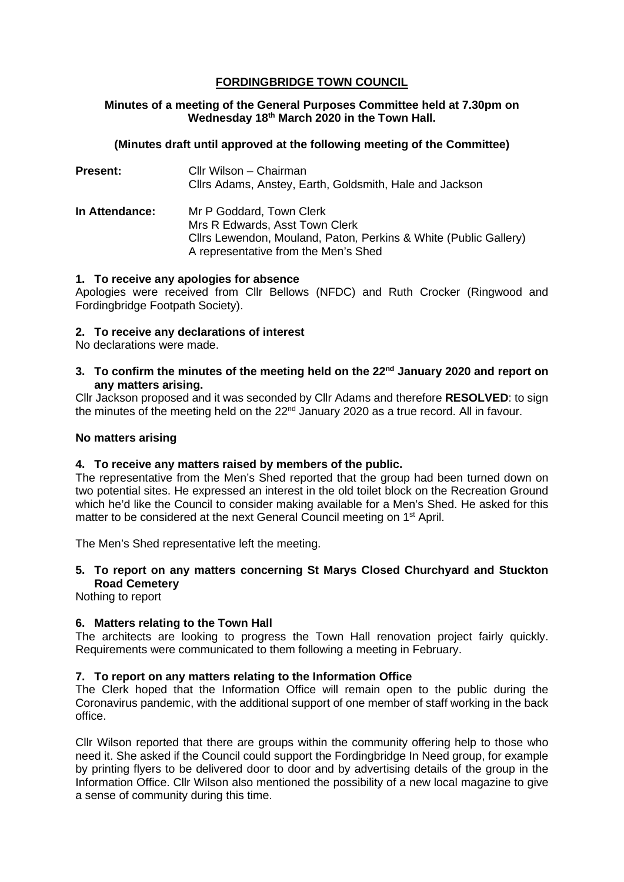# FORDINGBRIDGE TOWN COUNCIL

**Minutes of a meeting of the General Purposes Committee held at 7.30pm on Wednesday 18th March 2020 in the Town Hall.**

**(Minutes draft until approved at the following meeting of the Committee)**

| | |
|---|---|
| **Present:** | Cllr Wilson – Chairman<br>Cllrs Adams, Anstey, Earth, Goldsmith, Hale and Jackson |
| **In Attendance:** | Mr P Goddard, Town Clerk<br>Mrs R Edwards, Asst Town Clerk<br>Cllrs Lewendon, Mouland, Paton, Perkins & White (Public Gallery)<br>A representative from the Men's Shed |

### 1. To receive any apologies for absence

Apologies were received from Cllr Bellows (NFDC) and Ruth Crocker (Ringwood and Fordingbridge Footpath Society).

### 2. To receive any declarations of interest

No declarations were made.

### 3. To confirm the minutes of the meeting held on the 22nd January 2020 and report on any matters arising.

Cllr Jackson proposed and it was seconded by Cllr Adams and therefore **RESOLVED**: to sign the minutes of the meeting held on the 22nd January 2020 as a true record. All in favour.

**No matters arising**

### 4. To receive any matters raised by members of the public.

The representative from the Men's Shed reported that the group had been turned down on two potential sites. He expressed an interest in the old toilet block on the Recreation Ground which he'd like the Council to consider making available for a Men's Shed. He asked for this matter to be considered at the next General Council meeting on 1st April.

The Men's Shed representative left the meeting.

### 5. To report on any matters concerning St Marys Closed Churchyard and Stuckton Road Cemetery

Nothing to report

### 6. Matters relating to the Town Hall

The architects are looking to progress the Town Hall renovation project fairly quickly. Requirements were communicated to them following a meeting in February.

### 7. To report on any matters relating to the Information Office

The Clerk hoped that the Information Office will remain open to the public during the Coronavirus pandemic, with the additional support of one member of staff working in the back office.

Cllr Wilson reported that there are groups within the community offering help to those who need it. She asked if the Council could support the Fordingbridge In Need group, for example by printing flyers to be delivered door to door and by advertising details of the group in the Information Office. Cllr Wilson also mentioned the possibility of a new local magazine to give a sense of community during this time.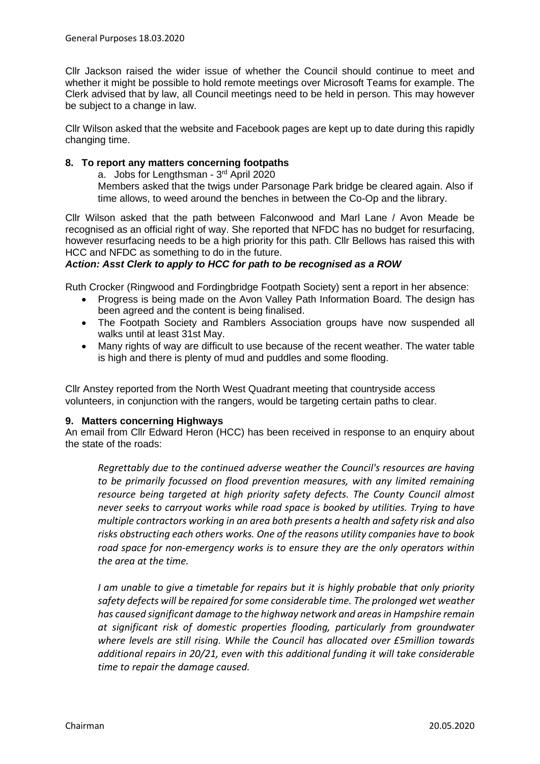Cllr Jackson raised the wider issue of whether the Council should continue to meet and whether it might be possible to hold remote meetings over Microsoft Teams for example. The Clerk advised that by law, all Council meetings need to be held in person. This may however be subject to a change in law.

Cllr Wilson asked that the website and Facebook pages are kept up to date during this rapidly changing time.

**8. To report any matters concerning footpaths**

a. Jobs for Lengthsman - 3rd April 2020

Members asked that the twigs under Parsonage Park bridge be cleared again. Also if time allows, to weed around the benches in between the Co-Op and the library.

Cllr Wilson asked that the path between Falconwood and Marl Lane / Avon Meade be recognised as an official right of way. She reported that NFDC has no budget for resurfacing, however resurfacing needs to be a high priority for this path. Cllr Bellows has raised this with HCC and NFDC as something to do in the future.

***Action: Asst Clerk to apply to HCC for path to be recognised as a ROW***

Ruth Crocker (Ringwood and Fordingbridge Footpath Society) sent a report in her absence:

- Progress is being made on the Avon Valley Path Information Board. The design has been agreed and the content is being finalised.
- The Footpath Society and Ramblers Association groups have now suspended all walks until at least 31st May.
- Many rights of way are difficult to use because of the recent weather. The water table is high and there is plenty of mud and puddles and some flooding.

Cllr Anstey reported from the North West Quadrant meeting that countryside access volunteers, in conjunction with the rangers, would be targeting certain paths to clear.

**9. Matters concerning Highways**

An email from Cllr Edward Heron (HCC) has been received in response to an enquiry about the state of the roads:

> *Regrettably due to the continued adverse weather the Council's resources are having to be primarily focussed on flood prevention measures, with any limited remaining resource being targeted at high priority safety defects. The County Council almost never seeks to carryout works while road space is booked by utilities. Trying to have multiple contractors working in an area both presents a health and safety risk and also risks obstructing each others works. One of the reasons utility companies have to book road space for non-emergency works is to ensure they are the only operators within the area at the time.*
>
> *I am unable to give a timetable for repairs but it is highly probable that only priority safety defects will be repaired for some considerable time. The prolonged wet weather has caused significant damage to the highway network and areas in Hampshire remain at significant risk of domestic properties flooding, particularly from groundwater where levels are still rising. While the Council has allocated over £5million towards additional repairs in 20/21, even with this additional funding it will take considerable time to repair the damage caused.*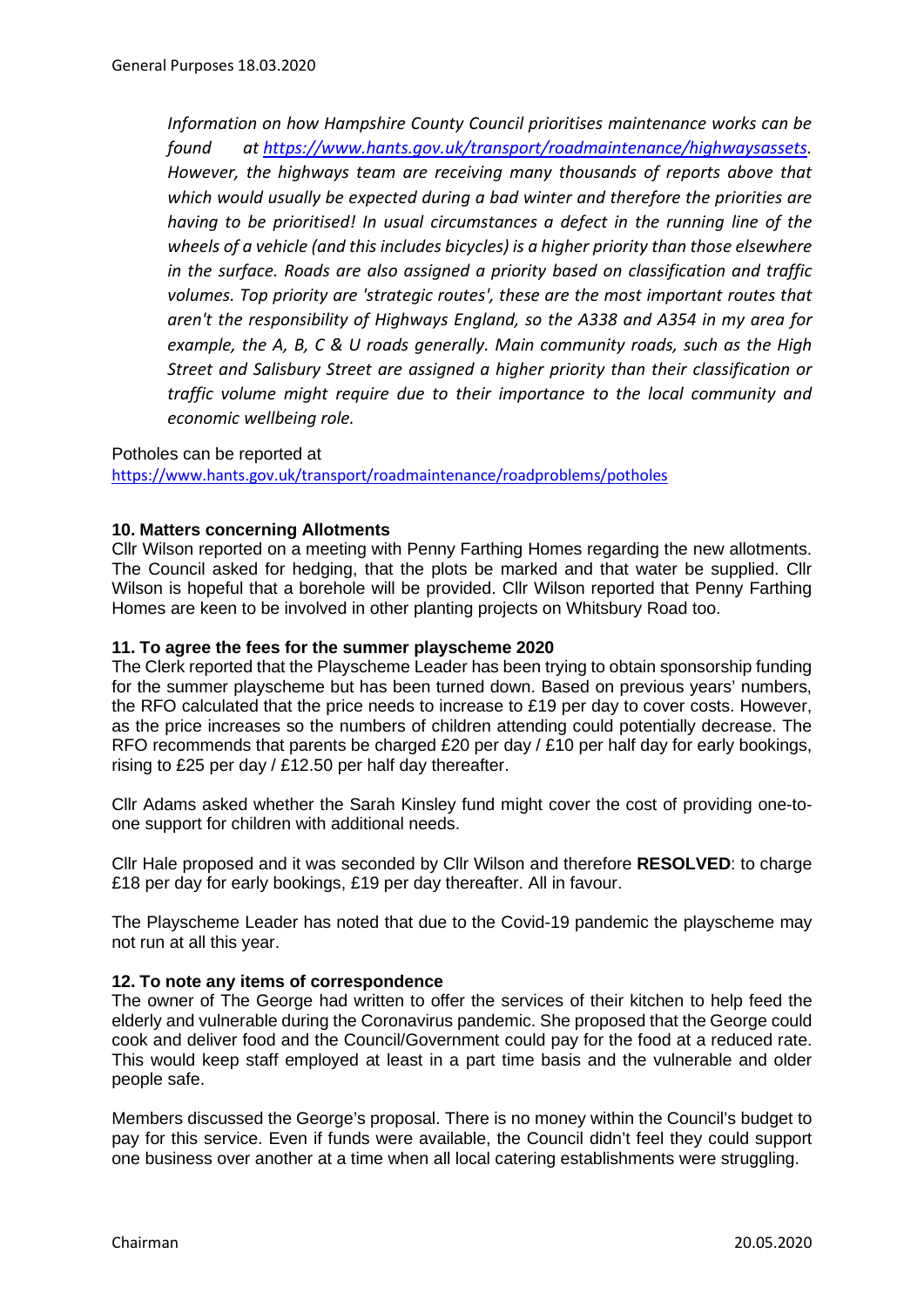*Information on how Hampshire County Council prioritises maintenance works can be found at [https://www.hants.gov.uk/transport/roadmaintenance/highwaysassets](https://www.hants.gov.uk/transport/roadmaintenance/highwaysassets). However, the highways team are receiving many thousands of reports above that which would usually be expected during a bad winter and therefore the priorities are having to be prioritised! In usual circumstances a defect in the running line of the wheels of a vehicle (and this includes bicycles) is a higher priority than those elsewhere in the surface. Roads are also assigned a priority based on classification and traffic volumes. Top priority are 'strategic routes', these are the most important routes that aren't the responsibility of Highways England, so the A338 and A354 in my area for example, the A, B, C & U roads generally. Main community roads, such as the High Street and Salisbury Street are assigned a higher priority than their classification or traffic volume might require due to their importance to the local community and economic wellbeing role.*

Potholes can be reported at
[https://www.hants.gov.uk/transport/roadmaintenance/roadproblems/potholes](https://www.hants.gov.uk/transport/roadmaintenance/roadproblems/potholes)

**10. Matters concerning Allotments**
Cllr Wilson reported on a meeting with Penny Farthing Homes regarding the new allotments. The Council asked for hedging, that the plots be marked and that water be supplied. Cllr Wilson is hopeful that a borehole will be provided. Cllr Wilson reported that Penny Farthing Homes are keen to be involved in other planting projects on Whitsbury Road too.

**11. To agree the fees for the summer playscheme 2020**
The Clerk reported that the Playscheme Leader has been trying to obtain sponsorship funding for the summer playscheme but has been turned down. Based on previous years' numbers, the RFO calculated that the price needs to increase to £19 per day to cover costs. However, as the price increases so the numbers of children attending could potentially decrease. The RFO recommends that parents be charged £20 per day / £10 per half day for early bookings, rising to £25 per day / £12.50 per half day thereafter.

Cllr Adams asked whether the Sarah Kinsley fund might cover the cost of providing one-to-one support for children with additional needs.

Cllr Hale proposed and it was seconded by Cllr Wilson and therefore **RESOLVED**: to charge £18 per day for early bookings, £19 per day thereafter. All in favour.

The Playscheme Leader has noted that due to the Covid-19 pandemic the playscheme may not run at all this year.

**12. To note any items of correspondence**
The owner of The George had written to offer the services of their kitchen to help feed the elderly and vulnerable during the Coronavirus pandemic. She proposed that the George could cook and deliver food and the Council/Government could pay for the food at a reduced rate. This would keep staff employed at least in a part time basis and the vulnerable and older people safe.

Members discussed the George's proposal. There is no money within the Council's budget to pay for this service. Even if funds were available, the Council didn't feel they could support one business over another at a time when all local catering establishments were struggling.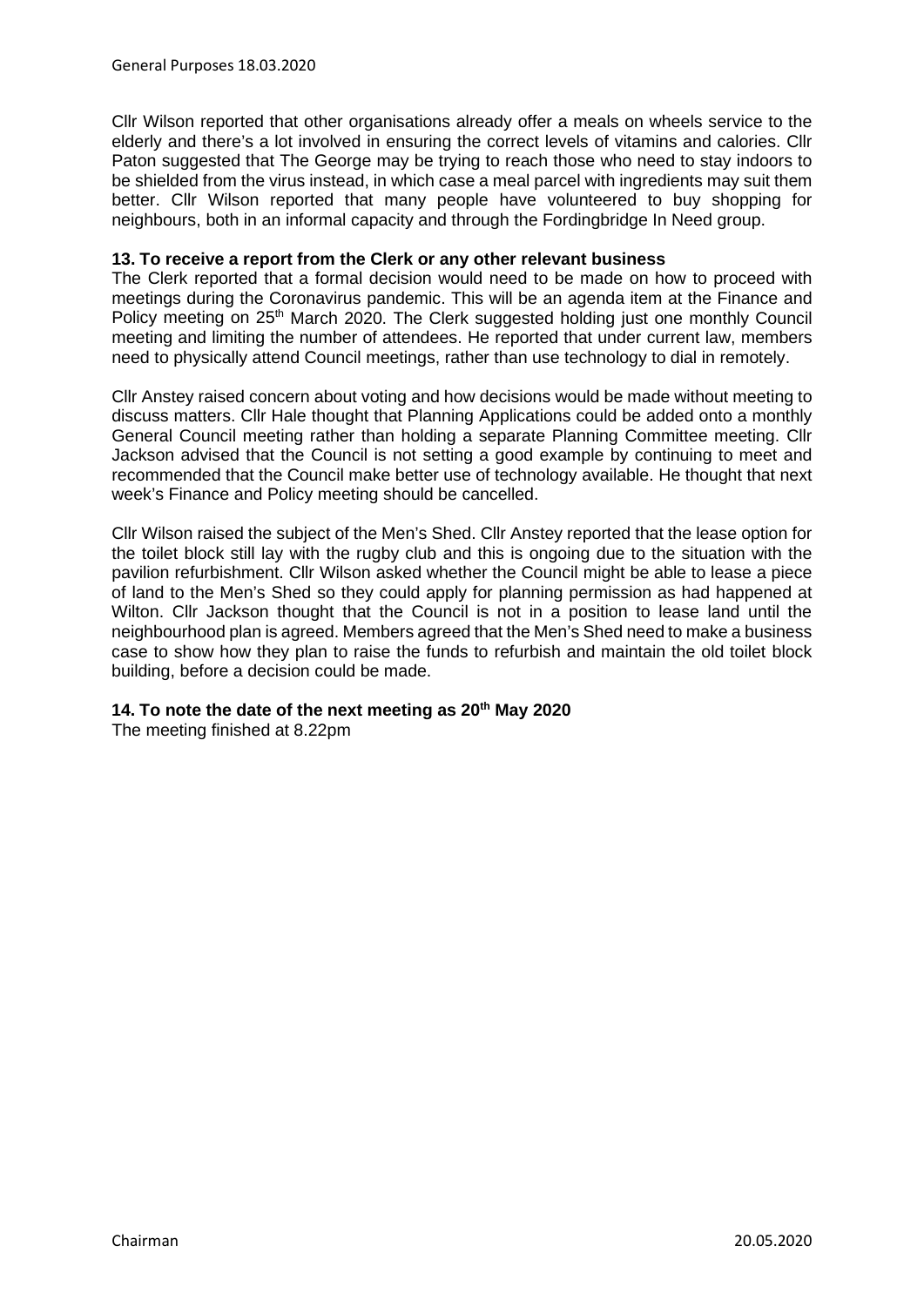Cllr Wilson reported that other organisations already offer a meals on wheels service to the elderly and there's a lot involved in ensuring the correct levels of vitamins and calories. Cllr Paton suggested that The George may be trying to reach those who need to stay indoors to be shielded from the virus instead, in which case a meal parcel with ingredients may suit them better. Cllr Wilson reported that many people have volunteered to buy shopping for neighbours, both in an informal capacity and through the Fordingbridge In Need group.

**13. To receive a report from the Clerk or any other relevant business**

The Clerk reported that a formal decision would need to be made on how to proceed with meetings during the Coronavirus pandemic. This will be an agenda item at the Finance and Policy meeting on 25th March 2020. The Clerk suggested holding just one monthly Council meeting and limiting the number of attendees. He reported that under current law, members need to physically attend Council meetings, rather than use technology to dial in remotely.

Cllr Anstey raised concern about voting and how decisions would be made without meeting to discuss matters. Cllr Hale thought that Planning Applications could be added onto a monthly General Council meeting rather than holding a separate Planning Committee meeting. Cllr Jackson advised that the Council is not setting a good example by continuing to meet and recommended that the Council make better use of technology available. He thought that next week's Finance and Policy meeting should be cancelled.

Cllr Wilson raised the subject of the Men's Shed. Cllr Anstey reported that the lease option for the toilet block still lay with the rugby club and this is ongoing due to the situation with the pavilion refurbishment. Cllr Wilson asked whether the Council might be able to lease a piece of land to the Men's Shed so they could apply for planning permission as had happened at Wilton. Cllr Jackson thought that the Council is not in a position to lease land until the neighbourhood plan is agreed. Members agreed that the Men's Shed need to make a business case to show how they plan to raise the funds to refurbish and maintain the old toilet block building, before a decision could be made.

**14. To note the date of the next meeting as 20th May 2020**

The meeting finished at 8.22pm

Chairman 20.05.2020